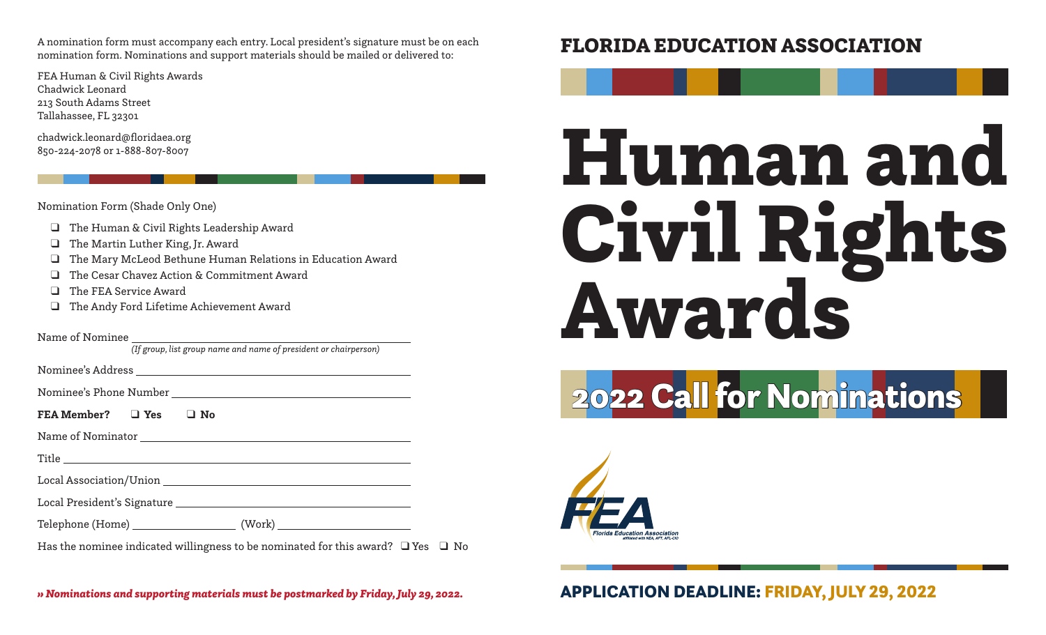A nomination form must accompany each entry. Local president's signature must be on each nomination form. Nominations and support materials should be mailed or delivered to:

FEA Human & Civil Rights Awards
Chadwick Leonard
213 South Adams Street
Tallahassee, FL 32301

chadwick.leonard@floridaea.org
850-224-2078 or 1-888-807-8007

Nomination Form (Shade Only One)

- ❑ The Human & Civil Rights Leadership Award
- ❑ The Martin Luther King, Jr. Award
- ❑ The Mary McLeod Bethune Human Relations in Education Award
- ❑ The Cesar Chavez Action & Commitment Award
- ❑ The FEA Service Award
- ❑ The Andy Ford Lifetime Achievement Award

Name of Nominee ______________________________________
*(If group, list group name and name of president or chairperson)*

Nominee's Address ______________________________________

Nominee's Phone Number ______________________________________

**FEA Member? ❑ Yes ❑ No**

Name of Nominator ______________________________________

Title ______________________________________

Local Association/Union ______________________________________

Local President's Signature ______________________________________

Telephone (Home) ________________ (Work) ____________________

Has the nominee indicated willingness to be nominated for this award? ❑ Yes ❑ No

***» Nominations and supporting materials must be postmarked by Friday, July 29, 2022.***

## FLORIDA EDUCATION ASSOCIATION

# Human and Civil Rights Awards

## 2022 Call for Nominations

FEA
Florida Education Association
affiliated with NEA, AFT, AFL-CIO

**APPLICATION DEADLINE: FRIDAY, JULY 29, 2022**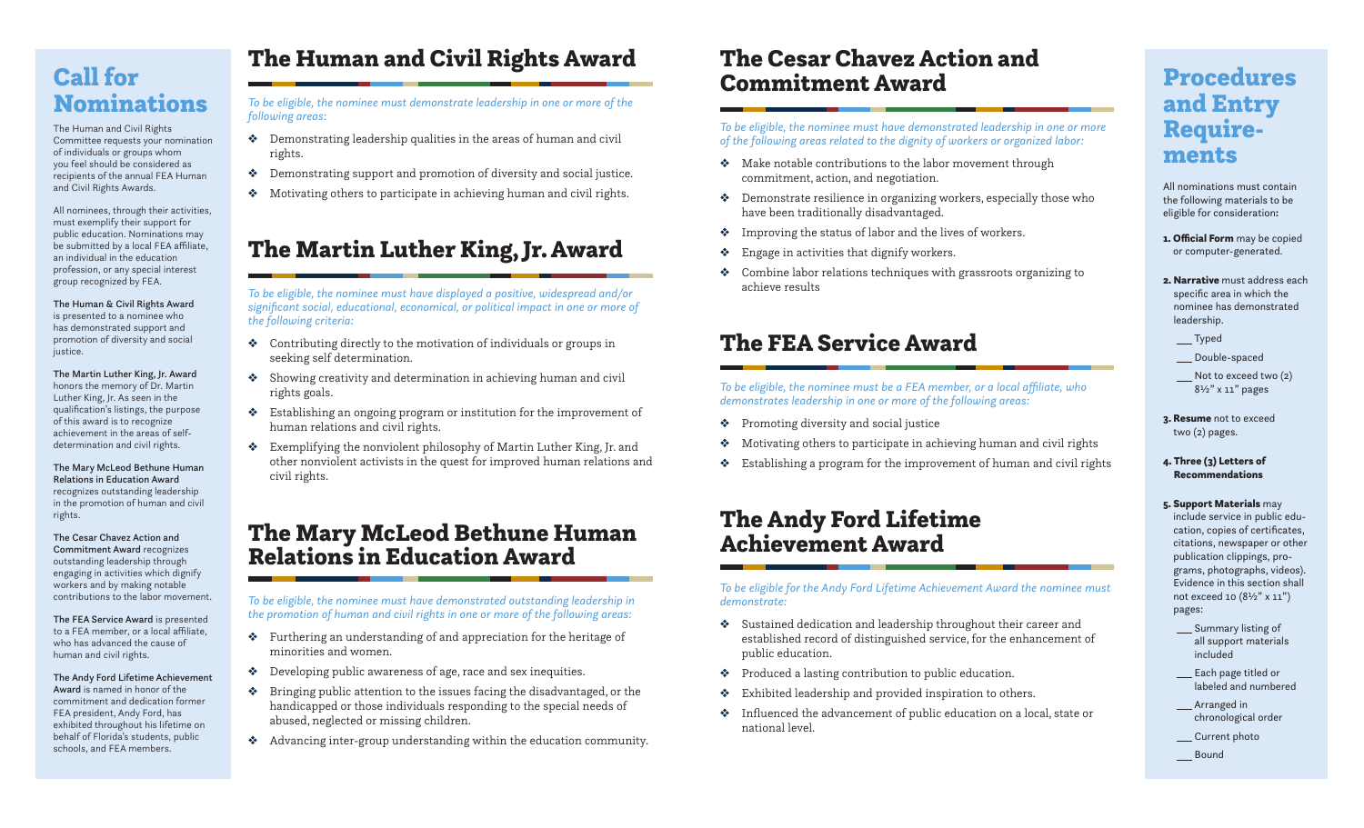# Call for Nominations

The Human and Civil Rights Committee requests your nomination of individuals or groups whom you feel should be considered as recipients of the annual FEA Human and Civil Rights Awards.

All nominees, through their activities, must exemplify their support for public education. Nominations may be submitted by a local FEA affiliate, an individual in the education profession, or any special interest group recognized by FEA.

**The Human & Civil Rights Award** is presented to a nominee who has demonstrated support and promotion of diversity and social justice.

**The Martin Luther King, Jr. Award** honors the memory of Dr. Martin Luther King, Jr. As seen in the qualification's listings, the purpose of this award is to recognize achievement in the areas of self-determination and civil rights.

**The Mary McLeod Bethune Human Relations in Education Award** recognizes outstanding leadership in the promotion of human and civil rights.

**The Cesar Chavez Action and Commitment Award** recognizes outstanding leadership through engaging in activities which dignify workers and by making notable contributions to the labor movement.

**The FEA Service Award** is presented to a FEA member, or a local affiliate, who has advanced the cause of human and civil rights.

**The Andy Ford Lifetime Achievement Award** is named in honor of the commitment and dedication former FEA president, Andy Ford, has exhibited throughout his lifetime on behalf of Florida's students, public schools, and FEA members.

## The Human and Civil Rights Award

*To be eligible, the nominee must demonstrate leadership in one or more of the following areas:*

- Demonstrating leadership qualities in the areas of human and civil rights.
- Demonstrating support and promotion of diversity and social justice.
- Motivating others to participate in achieving human and civil rights.

## The Martin Luther King, Jr. Award

*To be eligible, the nominee must have displayed a positive, widespread and/or significant social, educational, economical, or political impact in one or more of the following criteria:*

- Contributing directly to the motivation of individuals or groups in seeking self determination.
- Showing creativity and determination in achieving human and civil rights goals.
- Establishing an ongoing program or institution for the improvement of human relations and civil rights.
- Exemplifying the nonviolent philosophy of Martin Luther King, Jr. and other nonviolent activists in the quest for improved human relations and civil rights.

## The Mary McLeod Bethune Human Relations in Education Award

*To be eligible, the nominee must have demonstrated outstanding leadership in the promotion of human and civil rights in one or more of the following areas:*

- Furthering an understanding of and appreciation for the heritage of minorities and women.
- Developing public awareness of age, race and sex inequities.
- Bringing public attention to the issues facing the disadvantaged, or the handicapped or those individuals responding to the special needs of abused, neglected or missing children.
- Advancing inter-group understanding within the education community.

## The Cesar Chavez Action and Commitment Award

*To be eligible, the nominee must have demonstrated leadership in one or more of the following areas related to the dignity of workers or organized labor:*

- Make notable contributions to the labor movement through commitment, action, and negotiation.
- Demonstrate resilience in organizing workers, especially those who have been traditionally disadvantaged.
- Improving the status of labor and the lives of workers.
- Engage in activities that dignify workers.
- Combine labor relations techniques with grassroots organizing to achieve results

## The FEA Service Award

*To be eligible, the nominee must be a FEA member, or a local affiliate, who demonstrates leadership in one or more of the following areas:*

- Promoting diversity and social justice
- Motivating others to participate in achieving human and civil rights
- Establishing a program for the improvement of human and civil rights

## The Andy Ford Lifetime Achievement Award

*To be eligible for the Andy Ford Lifetime Achievement Award the nominee must demonstrate:*

- Sustained dedication and leadership throughout their career and established record of distinguished service, for the enhancement of public education.
- Produced a lasting contribution to public education.
- Exhibited leadership and provided inspiration to others.
- Influenced the advancement of public education on a local, state or national level.

# Procedures and Entry Requirements

All nominations must contain the following materials to be eligible for consideration:

1. **Official Form** may be copied or computer-generated.
2. **Narrative** must address each specific area in which the nominee has demonstrated leadership.
   - ___ Typed
   - ___ Double-spaced
   - ___ Not to exceed two (2) 8½" x 11" pages
3. **Resume** not to exceed two (2) pages.
4. **Three (3) Letters of Recommendations**
5. **Support Materials** may include service in public education, copies of certificates, citations, newspaper or other publication clippings, programs, photographs, videos). Evidence in this section shall not exceed 10 (8½" x 11") pages:
   - ___ Summary listing of all support materials included
   - ___ Each page titled or labeled and numbered
   - ___ Arranged in chronological order
   - ___ Current photo
   - ___ Bound